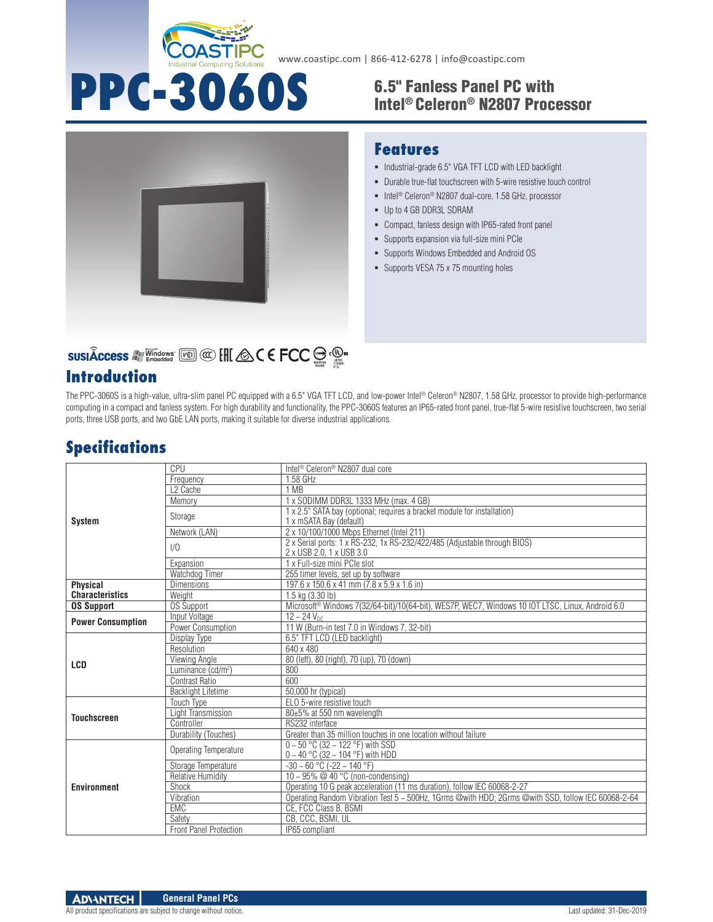www.coastipc.com | 866-412-6278 | info@coastipc.com

# PPC-3060S

## 6.5" Fanless Panel PC with Intel® Celeron® N2807 Processor

## Features

- Industrial-grade 6.5" VGA TFT LCD with LED backlight
- Durable true-flat touchscreen with 5-wire resistive touch control
- Intel® Celeron® N2807 dual-core, 1.58 GHz, processor
- Up to 4 GB DDR3L SDRAM
- Compact, fanless design with IP65-rated front panel
- Supports expansion via full-size mini PCIe
- Supports Windows Embedded and Android OS
- Supports VESA 75 x 75 mounting holes

## Introduction

The PPC-3060S is a high-value, ultra-slim panel PC equipped with a 6.5" VGA TFT LCD, and low-power Intel® Celeron® N2807, 1.58 GHz, processor to provide high-performance computing in a compact and fanless system. For high durability and functionality, the PPC-3060S features an IP65-rated front panel, true-flat 5-wire resistive touchscreen, two serial ports, three USB ports, and two GbE LAN ports, making it suitable for diverse industrial applications.

## Specifications

| | | |
|---|---|---|
| **System** | CPU | Intel® Celeron® N2807 dual core |
| | Frequency | 1.58 GHz |
| | L2 Cache | 1 MB |
| | Memory | 1 x SODIMM DDR3L 1333 MHz (max. 4 GB) |
| | Storage | 1 x 2.5" SATA bay (optional; requires a bracket module for installation)<br>1 x mSATA Bay (default) |
| | Network (LAN) | 2 x 10/100/1000 Mbps Ethernet (Intel 211) |
| | I/O | 2 x Serial ports: 1 x RS-232, 1x RS-232/422/485 (Adjustable through BIOS)<br>2 x USB 2.0, 1 x USB 3.0 |
| | Expansion | 1 x Full-size mini PCIe slot |
| | Watchdog Timer | 255 timer levels, set up by software |
| **Physical Characteristics** | Dimensions | 197.6 x 150.6 x 41 mm (7.8 x 5.9 x 1.6 in) |
| | Weight | 1.5 kg (3.30 lb) |
| **OS Support** | OS Support | Microsoft® Windows 7(32/64-bit)/10(64-bit), WES7P, WEC7, Windows 10 IOT LTSC, Linux, Android 6.0 |
| **Power Consumption** | Input Voltage | 12 ~ 24 $V_{DC}$ |
| | Power Consumption | 11 W (Burn-in test 7.0 in Windows 7, 32-bit) |
| **LCD** | Display Type | 6.5" TFT LCD (LED backlight) |
| | Resolution | 640 x 480 |
| | Viewing Angle | 80 (left), 80 (right), 70 (up), 70 (down) |
| | Luminance (cd/m²) | 800 |
| | Contrast Ratio | 600 |
| | Backlight Lifetime | 50,000 hr (typical) |
| **Touchscreen** | Touch Type | ELO 5-wire resistive touch |
| | Light Transmission | 80±5% at 550 nm wavelength |
| | Controller | RS232 interface |
| | Durability (Touches) | Greater than 35 million touches in one location without failure |
| **Environment** | Operating Temperature | 0 ~ 50 °C (32 ~ 122 °F) with SSD<br>0 ~ 40 °C (32 ~ 104 °F) with HDD |
| | Storage Temperature | -30 ~ 60 °C (-22 ~ 140 °F) |
| | Relative Humidity | 10 ~ 95% @ 40 °C (non-condensing) |
| | Shock | Operating 10 G peak acceleration (11 ms duration), follow IEC 60068-2-27 |
| | Vibration | Operating Random Vibration Test 5 ~ 500Hz, 1Grms @with HDD; 2Grms @with SSD, follow IEC 60068-2-64 |
| | EMC | CE, FCC Class B, BSMI |
| | Safety | CB, CCC, BSMI, UL |
| | Front Panel Protection | IP65 compliant |

All product specifications are subject to change without notice. Last updated: 31-Dec-2019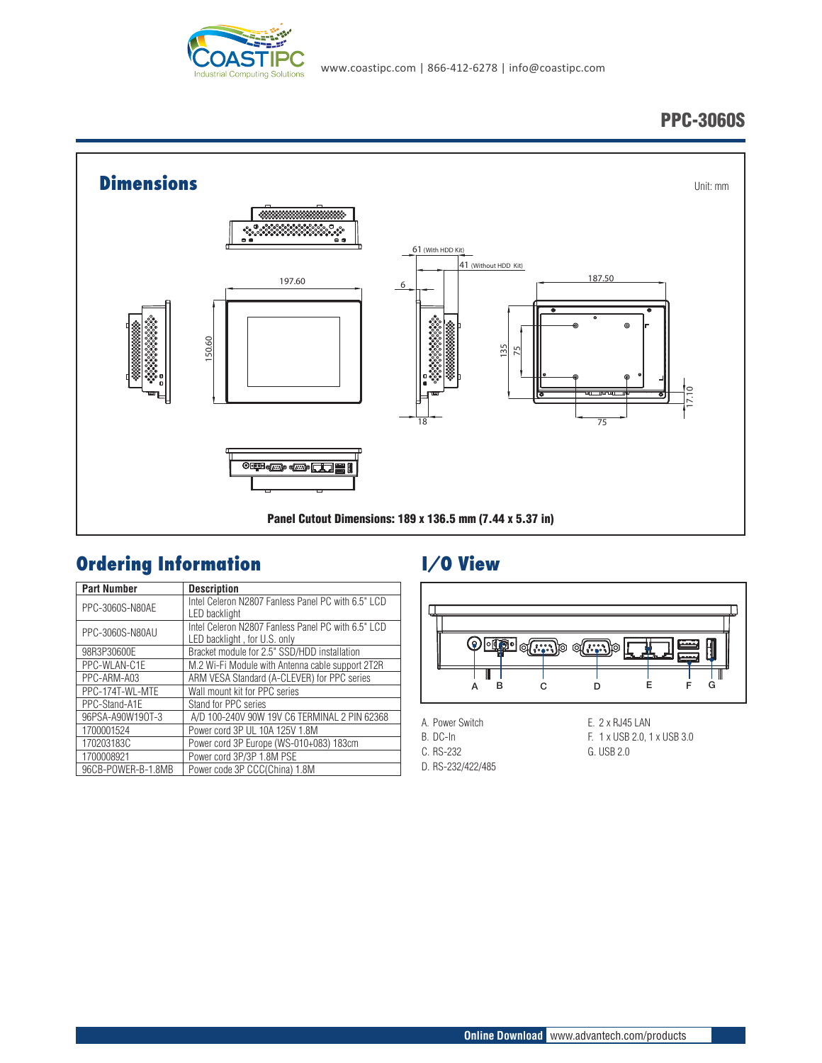## PPC-3060S

## Dimensions

Unit: mm

61 (With HDD Kit)
41 (Without HDD Kit)
197.60
6
187.50
150.60
135
75
17.10
18
75

**Panel Cutout Dimensions: 189 x 136.5 mm (7.44 x 5.37 in)**

## Ordering Information

| Part Number | Description |
|---|---|
| PPC-3060S-N80AE | Intel Celeron N2807 Fanless Panel PC with 6.5" LCD LED backlight |
| PPC-3060S-N80AU | Intel Celeron N2807 Fanless Panel PC with 6.5" LCD LED backlight , for U.S. only |
| 98R3P30600E | Bracket module for 2.5" SSD/HDD installation |
| PPC-WLAN-C1E | M.2 Wi-Fi Module with Antenna cable support 2T2R |
| PPC-ARM-A03 | ARM VESA Standard (A-CLEVER) for PPC series |
| PPC-174T-WL-MTE | Wall mount kit for PPC series |
| PPC-Stand-A1E | Stand for PPC series |
| 96PSA-A90W19OT-3 | A/D 100-240V 90W 19V C6 TERMINAL 2 PIN 62368 |
| 1700001524 | Power cord 3P UL 10A 125V 1.8M |
| 170203183C | Power cord 3P Europe (WS-010+083) 183cm |
| 1700008921 | Power cord 3P/3P 1.8M PSE |
| 96CB-POWER-B-1.8MB | Power code 3P CCC(China) 1.8M |

## I/O View

A B C D E F G

- A. Power Switch
- B. DC-In
- C. RS-232
- D. RS-232/422/485
- E. 2 x RJ45 LAN
- F. 1 x USB 2.0, 1 x USB 3.0
- G. USB 2.0